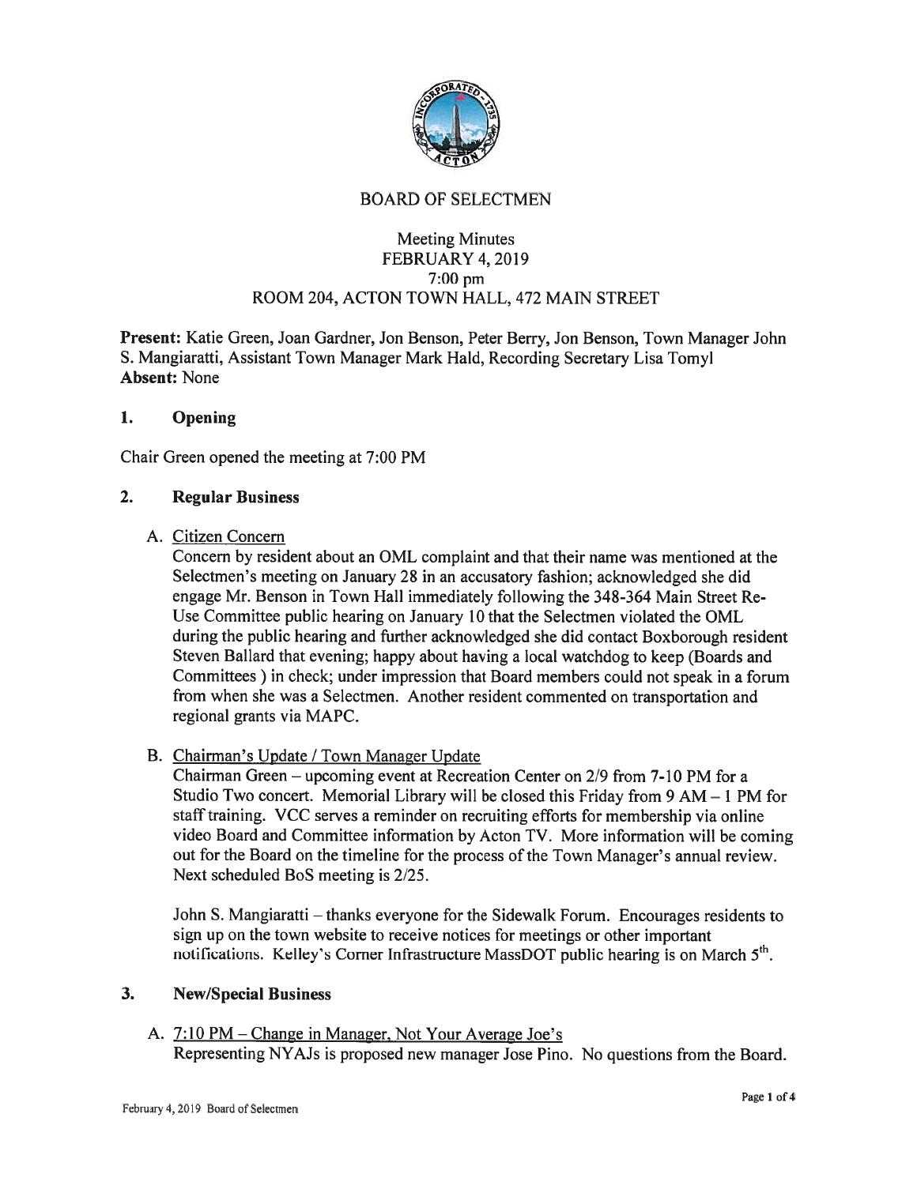# BOARD OF SELECTMEN

Meeting Minutes
FEBRUARY 4, 2019
7:00 pm
ROOM 204, ACTON TOWN HALL, 472 MAIN STREET

**Present:** Katie Green, Joan Gardner, Jon Benson, Peter Berry, Jon Benson, Town Manager John S. Mangiaratti, Assistant Town Manager Mark Hald, Recording Secretary Lisa Tomyl
**Absent:** None

## 1. Opening

Chair Green opened the meeting at 7:00 PM

## 2. Regular Business

A. Citizen Concern

Concern by resident about an OML complaint and that their name was mentioned at the Selectmen's meeting on January 28 in an accusatory fashion; acknowledged she did engage Mr. Benson in Town Hall immediately following the 348-364 Main Street Re-Use Committee public hearing on January 10 that the Selectmen violated the OML during the public hearing and further acknowledged she did contact Boxborough resident Steven Ballard that evening; happy about having a local watchdog to keep (Boards and Committees ) in check; under impression that Board members could not speak in a forum from when she was a Selectmen. Another resident commented on transportation and regional grants via MAPC.

B. Chairman's Update / Town Manager Update

Chairman Green – upcoming event at Recreation Center on 2/9 from 7-10 PM for a Studio Two concert. Memorial Library will be closed this Friday from 9 AM – 1 PM for staff training. VCC serves a reminder on recruiting efforts for membership via online video Board and Committee information by Acton TV. More information will be coming out for the Board on the timeline for the process of the Town Manager's annual review. Next scheduled BoS meeting is 2/25.

John S. Mangiaratti – thanks everyone for the Sidewalk Forum. Encourages residents to sign up on the town website to receive notices for meetings or other important notifications. Kelley's Corner Infrastructure MassDOT public hearing is on March 5th.

## 3. New/Special Business

A. 7:10 PM – Change in Manager, Not Your Average Joe's

Representing NYAJs is proposed new manager Jose Pino. No questions from the Board.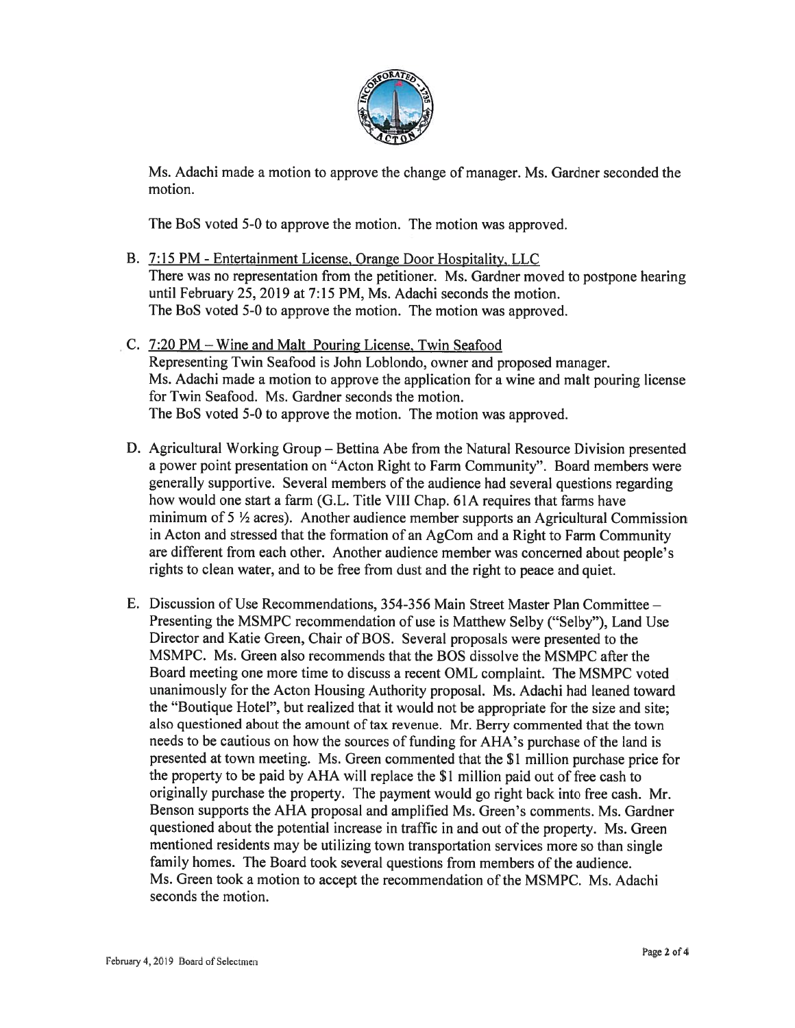Ms. Adachi made a motion to approve the change of manager. Ms. Gardner seconded the motion.

The BoS voted 5-0 to approve the motion. The motion was approved.

B. 7:15 PM - Entertainment License, Orange Door Hospitality, LLC
There was no representation from the petitioner. Ms. Gardner moved to postpone hearing until February 25, 2019 at 7:15 PM, Ms. Adachi seconds the motion.
The BoS voted 5-0 to approve the motion. The motion was approved.

C. 7:20 PM – Wine and Malt Pouring License, Twin Seafood
Representing Twin Seafood is John Loblondo, owner and proposed manager.
Ms. Adachi made a motion to approve the application for a wine and malt pouring license for Twin Seafood. Ms. Gardner seconds the motion.
The BoS voted 5-0 to approve the motion. The motion was approved.

D. Agricultural Working Group – Bettina Abe from the Natural Resource Division presented a power point presentation on "Acton Right to Farm Community". Board members were generally supportive. Several members of the audience had several questions regarding how would one start a farm (G.L. Title VIII Chap. 61A requires that farms have minimum of 5 ½ acres). Another audience member supports an Agricultural Commission in Acton and stressed that the formation of an AgCom and a Right to Farm Community are different from each other. Another audience member was concerned about people's rights to clean water, and to be free from dust and the right to peace and quiet.

E. Discussion of Use Recommendations, 354-356 Main Street Master Plan Committee – Presenting the MSMPC recommendation of use is Matthew Selby ("Selby"), Land Use Director and Katie Green, Chair of BOS. Several proposals were presented to the MSMPC. Ms. Green also recommends that the BOS dissolve the MSMPC after the Board meeting one more time to discuss a recent OML complaint. The MSMPC voted unanimously for the Acton Housing Authority proposal. Ms. Adachi had leaned toward the "Boutique Hotel", but realized that it would not be appropriate for the size and site; also questioned about the amount of tax revenue. Mr. Berry commented that the town needs to be cautious on how the sources of funding for AHA's purchase of the land is presented at town meeting. Ms. Green commented that the $1 million purchase price for the property to be paid by AHA will replace the $1 million paid out of free cash to originally purchase the property. The payment would go right back into free cash. Mr. Benson supports the AHA proposal and amplified Ms. Green's comments. Ms. Gardner questioned about the potential increase in traffic in and out of the property. Ms. Green mentioned residents may be utilizing town transportation services more so than single family homes. The Board took several questions from members of the audience.
Ms. Green took a motion to accept the recommendation of the MSMPC. Ms. Adachi seconds the motion.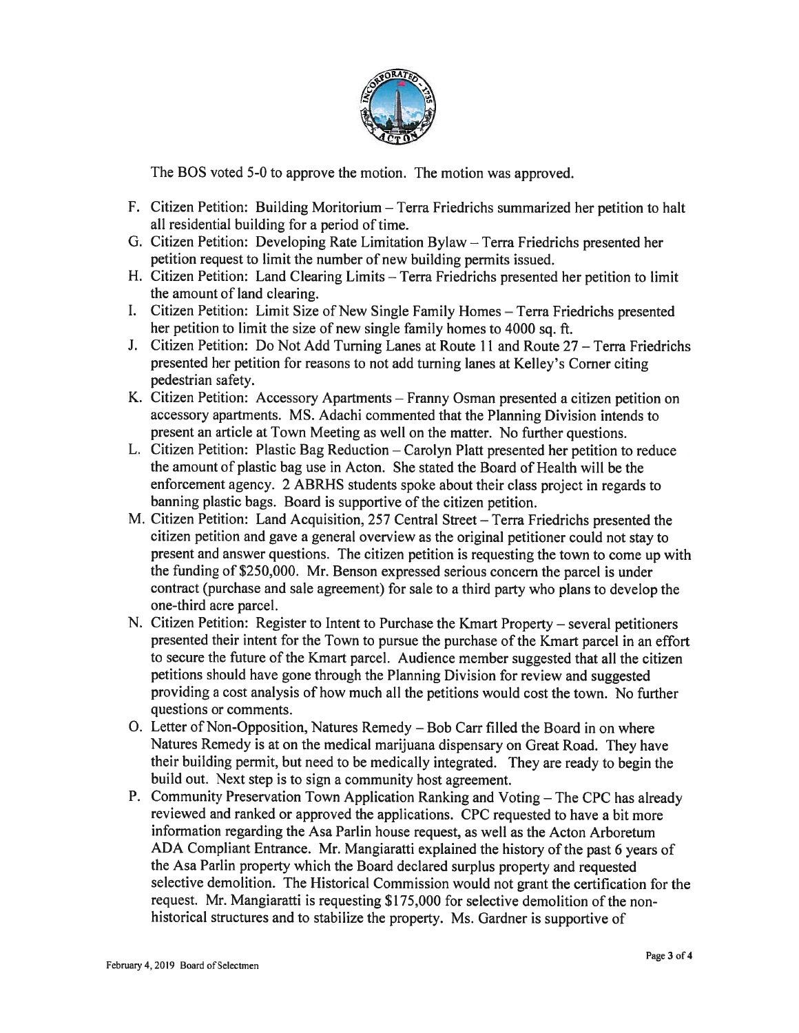The BOS voted 5-0 to approve the motion. The motion was approved.

F. Citizen Petition: Building Moritorium – Terra Friedrichs summarized her petition to halt all residential building for a period of time.
G. Citizen Petition: Developing Rate Limitation Bylaw – Terra Friedrichs presented her petition request to limit the number of new building permits issued.
H. Citizen Petition: Land Clearing Limits – Terra Friedrichs presented her petition to limit the amount of land clearing.
I. Citizen Petition: Limit Size of New Single Family Homes – Terra Friedrichs presented her petition to limit the size of new single family homes to 4000 sq. ft.
J. Citizen Petition: Do Not Add Turning Lanes at Route 11 and Route 27 – Terra Friedrichs presented her petition for reasons to not add turning lanes at Kelley's Corner citing pedestrian safety.
K. Citizen Petition: Accessory Apartments – Franny Osman presented a citizen petition on accessory apartments. MS. Adachi commented that the Planning Division intends to present an article at Town Meeting as well on the matter. No further questions.
L. Citizen Petition: Plastic Bag Reduction – Carolyn Platt presented her petition to reduce the amount of plastic bag use in Acton. She stated the Board of Health will be the enforcement agency. 2 ABRHS students spoke about their class project in regards to banning plastic bags. Board is supportive of the citizen petition.
M. Citizen Petition: Land Acquisition, 257 Central Street – Terra Friedrichs presented the citizen petition and gave a general overview as the original petitioner could not stay to present and answer questions. The citizen petition is requesting the town to come up with the funding of $250,000. Mr. Benson expressed serious concern the parcel is under contract (purchase and sale agreement) for sale to a third party who plans to develop the one-third acre parcel.
N. Citizen Petition: Register to Intent to Purchase the Kmart Property – several petitioners presented their intent for the Town to pursue the purchase of the Kmart parcel in an effort to secure the future of the Kmart parcel. Audience member suggested that all the citizen petitions should have gone through the Planning Division for review and suggested providing a cost analysis of how much all the petitions would cost the town. No further questions or comments.
O. Letter of Non-Opposition, Natures Remedy – Bob Carr filled the Board in on where Natures Remedy is at on the medical marijuana dispensary on Great Road. They have their building permit, but need to be medically integrated. They are ready to begin the build out. Next step is to sign a community host agreement.
P. Community Preservation Town Application Ranking and Voting – The CPC has already reviewed and ranked or approved the applications. CPC requested to have a bit more information regarding the Asa Parlin house request, as well as the Acton Arboretum ADA Compliant Entrance. Mr. Mangiaratti explained the history of the past 6 years of the Asa Parlin property which the Board declared surplus property and requested selective demolition. The Historical Commission would not grant the certification for the request. Mr. Mangiaratti is requesting $175,000 for selective demolition of the non-historical structures and to stabilize the property. Ms. Gardner is supportive of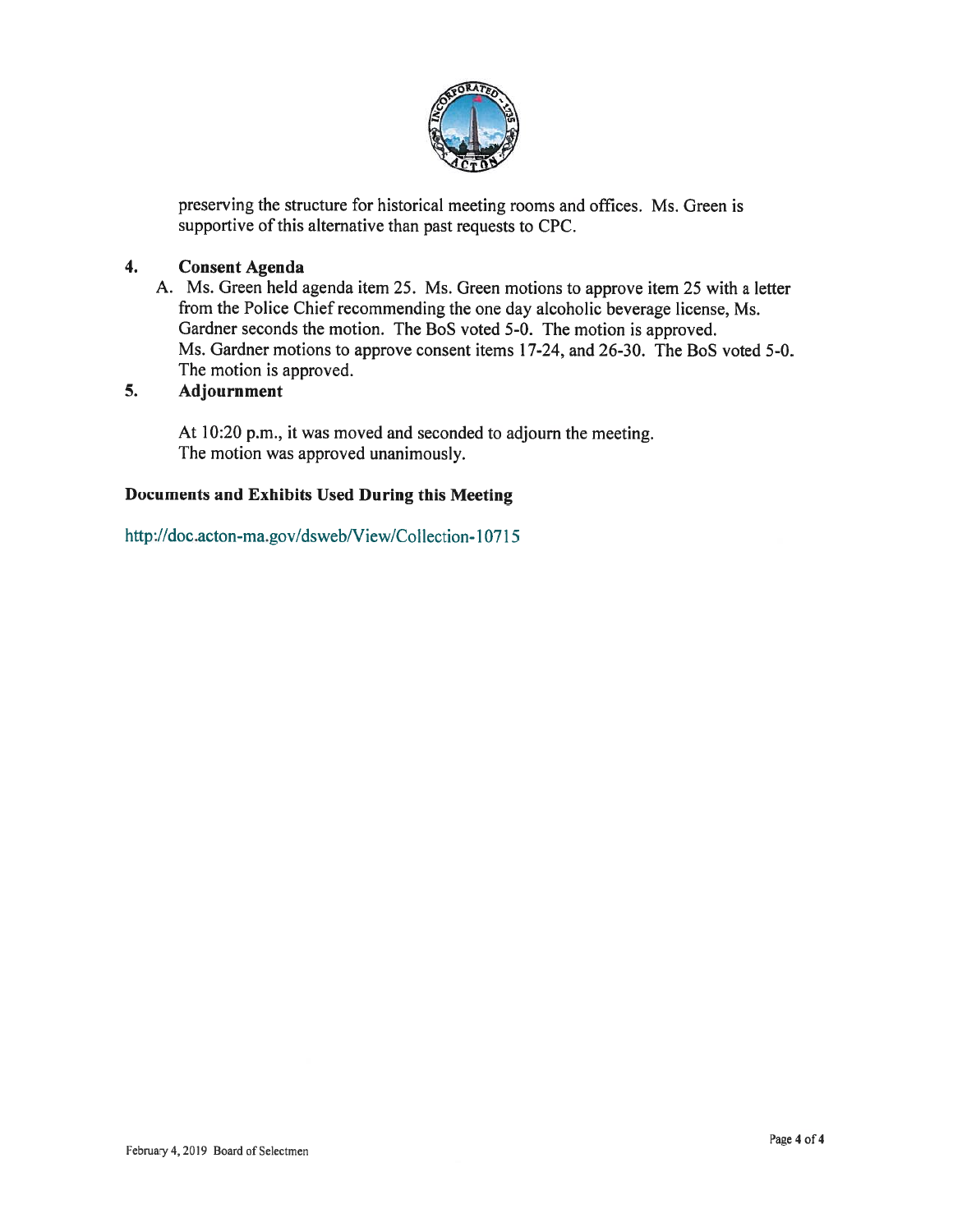preserving the structure for historical meeting rooms and offices. Ms. Green is supportive of this alternative than past requests to CPC.

## 4. Consent Agenda

A. Ms. Green held agenda item 25. Ms. Green motions to approve item 25 with a letter from the Police Chief recommending the one day alcoholic beverage license, Ms. Gardner seconds the motion. The BoS voted 5-0. The motion is approved.
Ms. Gardner motions to approve consent items 17-24, and 26-30. The BoS voted 5-0. The motion is approved.

## 5. Adjournment

At 10:20 p.m., it was moved and seconded to adjourn the meeting.
The motion was approved unanimously.

**Documents and Exhibits Used During this Meeting**

http://doc.acton-ma.gov/dsweb/View/Collection-10715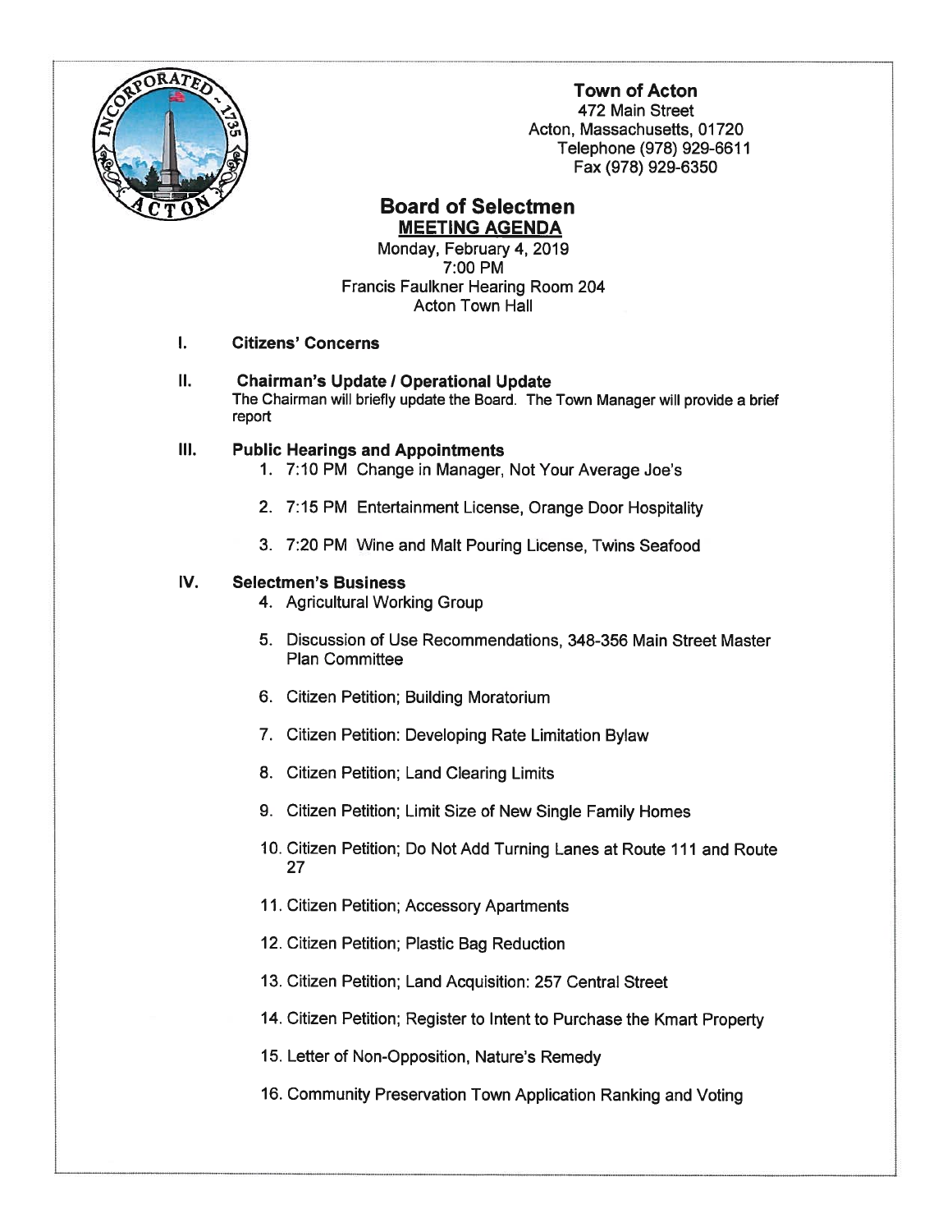**Town of Acton**
472 Main Street
Acton, Massachusetts, 01720
Telephone (978) 929-6611
Fax (978) 929-6350

# Board of Selectmen

## MEETING AGENDA

Monday, February 4, 2019
7:00 PM
Francis Faulkner Hearing Room 204
Acton Town Hall

## I. Citizens' Concerns

## II. Chairman's Update / Operational Update

The Chairman will briefly update the Board. The Town Manager will provide a brief report

## III. Public Hearings and Appointments

1. 7:10 PM Change in Manager, Not Your Average Joe's
2. 7:15 PM Entertainment License, Orange Door Hospitality
3. 7:20 PM Wine and Malt Pouring License, Twins Seafood

## IV. Selectmen's Business

4. Agricultural Working Group
5. Discussion of Use Recommendations, 348-356 Main Street Master Plan Committee
6. Citizen Petition; Building Moratorium
7. Citizen Petition: Developing Rate Limitation Bylaw
8. Citizen Petition; Land Clearing Limits
9. Citizen Petition; Limit Size of New Single Family Homes
10. Citizen Petition; Do Not Add Turning Lanes at Route 111 and Route 27
11. Citizen Petition; Accessory Apartments
12. Citizen Petition; Plastic Bag Reduction
13. Citizen Petition; Land Acquisition: 257 Central Street
14. Citizen Petition; Register to Intent to Purchase the Kmart Property
15. Letter of Non-Opposition, Nature's Remedy
16. Community Preservation Town Application Ranking and Voting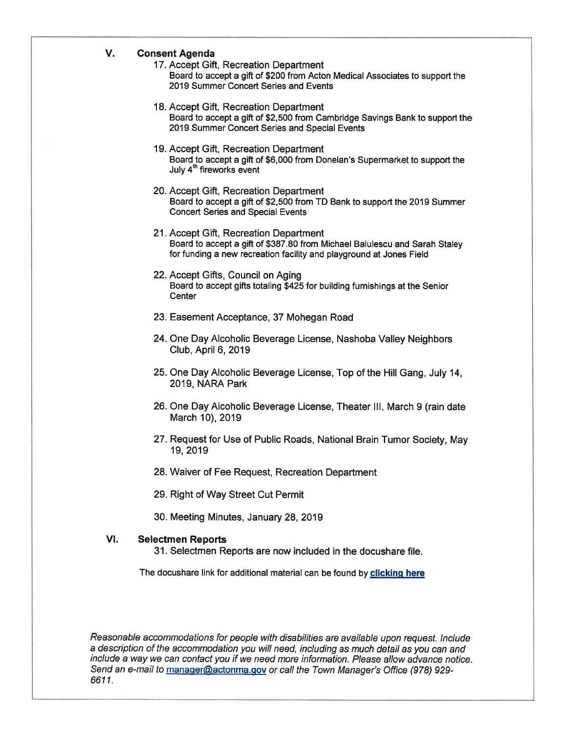## V. Consent Agenda

17. Accept Gift, Recreation Department
    Board to accept a gift of $200 from Acton Medical Associates to support the 2019 Summer Concert Series and Events

18. Accept Gift, Recreation Department
    Board to accept a gift of $2,500 from Cambridge Savings Bank to support the 2019 Summer Concert Series and Special Events

19. Accept Gift, Recreation Department
    Board to accept a gift of $6,000 from Donelan's Supermarket to support the July 4th fireworks event

20. Accept Gift, Recreation Department
    Board to accept a gift of $2,500 from TD Bank to support the 2019 Summer Concert Series and Special Events

21. Accept Gift, Recreation Department
    Board to accept a gift of $387.80 from Michael Balulescu and Sarah Staley for funding a new recreation facility and playground at Jones Field

22. Accept Gifts, Council on Aging
    Board to accept gifts totaling $425 for building furnishings at the Senior Center

23. Easement Acceptance, 37 Mohegan Road

24. One Day Alcoholic Beverage License, Nashoba Valley Neighbors Club, April 6, 2019

25. One Day Alcoholic Beverage License, Top of the Hill Gang, July 14, 2019, NARA Park

26. One Day Alcoholic Beverage License, Theater III, March 9 (rain date March 10), 2019

27. Request for Use of Public Roads, National Brain Tumor Society, May 19, 2019

28. Waiver of Fee Request, Recreation Department

29. Right of Way Street Cut Permit

30. Meeting Minutes, January 28, 2019

## VI. Selectmen Reports

31. Selectmen Reports are now included in the docushare file.

The docushare link for additional material can be found by **clicking here**

*Reasonable accommodations for people with disabilities are available upon request. Include a description of the accommodation you will need, including as much detail as you can and include a way we can contact you if we need more information. Please allow advance notice. Send an e-mail to manager@actonma.gov or call the Town Manager's Office (978) 929-6611.*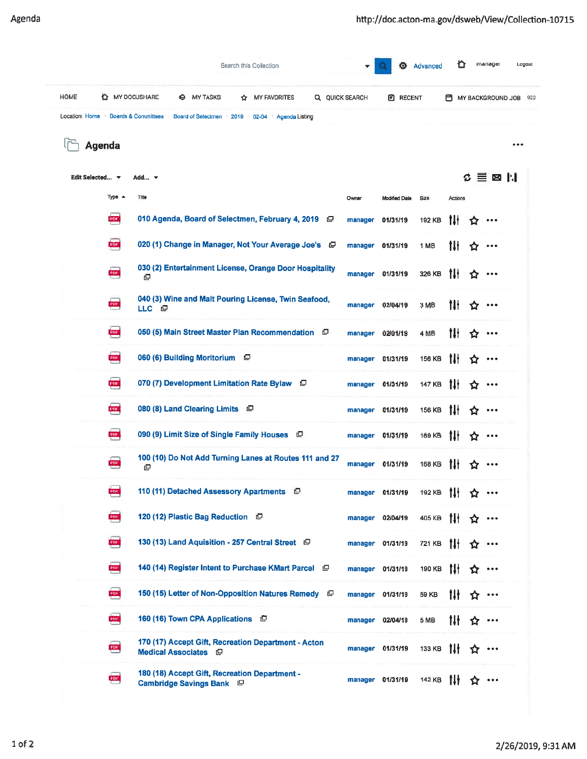Location: Home › Boards & Committees › Board of Selectmen › 2019 › 02-04 › Agenda Listing

# Agenda

| Type | Title | Owner | Modified Date | Size |
|---|---|---|---|---|
| PDF | 010 Agenda, Board of Selectmen, February 4, 2019 | manager | 01/31/19 | 192 KB |
| PDF | 020 (1) Change in Manager, Not Your Average Joe's | manager | 01/31/19 | 1 MB |
| PDF | 030 (2) Entertainment License, Orange Door Hospitality | manager | 01/31/19 | 326 KB |
| PDF | 040 (3) Wine and Malt Pouring License, Twin Seafood, LLC | manager | 02/04/19 | 3 MB |
| PDF | 050 (5) Main Street Master Plan Recommendation | manager | 02/01/19 | 4 MB |
| PDF | 060 (6) Building Moritorium | manager | 01/31/19 | 156 KB |
| PDF | 070 (7) Development Limitation Rate Bylaw | manager | 01/31/19 | 147 KB |
| PDF | 080 (8) Land Clearing Limits | manager | 01/31/19 | 156 KB |
| PDF | 090 (9) Limit Size of Single Family Houses | manager | 01/31/19 | 169 KB |
| PDF | 100 (10) Do Not Add Turning Lanes at Routes 111 and 27 | manager | 01/31/19 | 168 KB |
| PDF | 110 (11) Detached Assessory Apartments | manager | 01/31/19 | 192 KB |
| PDF | 120 (12) Plastic Bag Reduction | manager | 02/04/19 | 405 KB |
| PDF | 130 (13) Land Aquisition - 257 Central Street | manager | 01/31/19 | 721 KB |
| PDF | 140 (14) Register Intent to Purchase KMart Parcel | manager | 01/31/19 | 190 KB |
| PDF | 150 (15) Letter of Non-Opposition Natures Remedy | manager | 01/31/19 | 59 KB |
| PDF | 160 (16) Town CPA Applications | manager | 02/04/19 | 5 MB |
| PDF | 170 (17) Accept Gift, Recreation Department - Acton Medical Associates | manager | 01/31/19 | 133 KB |
| PDF | 180 (18) Accept Gift, Recreation Department - Cambridge Savings Bank | manager | 01/31/19 | 142 KB |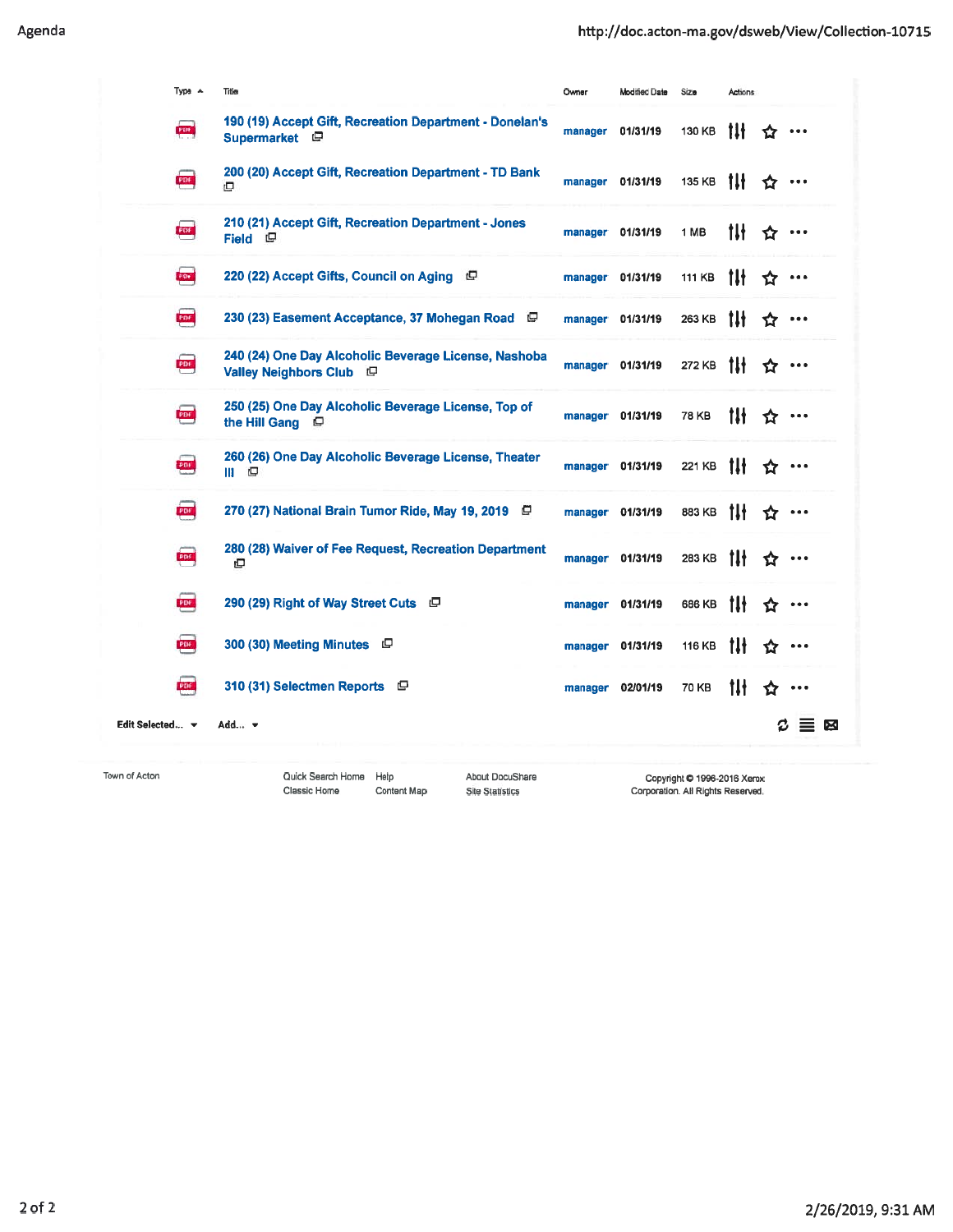| Type ▲ | Title | Owner | Modified Date | Size | Actions |
|---|---|---|---|---|---|
| PDF | 190 (19) Accept Gift, Recreation Department - Donelan's Supermarket | manager | 01/31/19 | 130 KB | |
| PDF | 200 (20) Accept Gift, Recreation Department - TD Bank | manager | 01/31/19 | 135 KB | |
| PDF | 210 (21) Accept Gift, Recreation Department - Jones Field | manager | 01/31/19 | 1 MB | |
| PDF | 220 (22) Accept Gifts, Council on Aging | manager | 01/31/19 | 111 KB | |
| PDF | 230 (23) Easement Acceptance, 37 Mohegan Road | manager | 01/31/19 | 263 KB | |
| PDF | 240 (24) One Day Alcoholic Beverage License, Nashoba Valley Neighbors Club | manager | 01/31/19 | 272 KB | |
| PDF | 250 (25) One Day Alcoholic Beverage License, Top of the Hill Gang | manager | 01/31/19 | 78 KB | |
| PDF | 260 (26) One Day Alcoholic Beverage License, Theater III | manager | 01/31/19 | 221 KB | |
| PDF | 270 (27) National Brain Tumor Ride, May 19, 2019 | manager | 01/31/19 | 883 KB | |
| PDF | 280 (28) Waiver of Fee Request, Recreation Department | manager | 01/31/19 | 283 KB | |
| PDF | 290 (29) Right of Way Street Cuts | manager | 01/31/19 | 686 KB | |
| PDF | 300 (30) Meeting Minutes | manager | 01/31/19 | 116 KB | |
| PDF | 310 (31) Selectmen Reports | manager | 02/01/19 | 70 KB | |

Edit Selected... ▾ Add... ▾

Town of Acton

Quick Search Home Help About DocuShare
Classic Home Content Map Site Statistics

Copyright © 1996-2016 Xerox Corporation. All Rights Reserved.